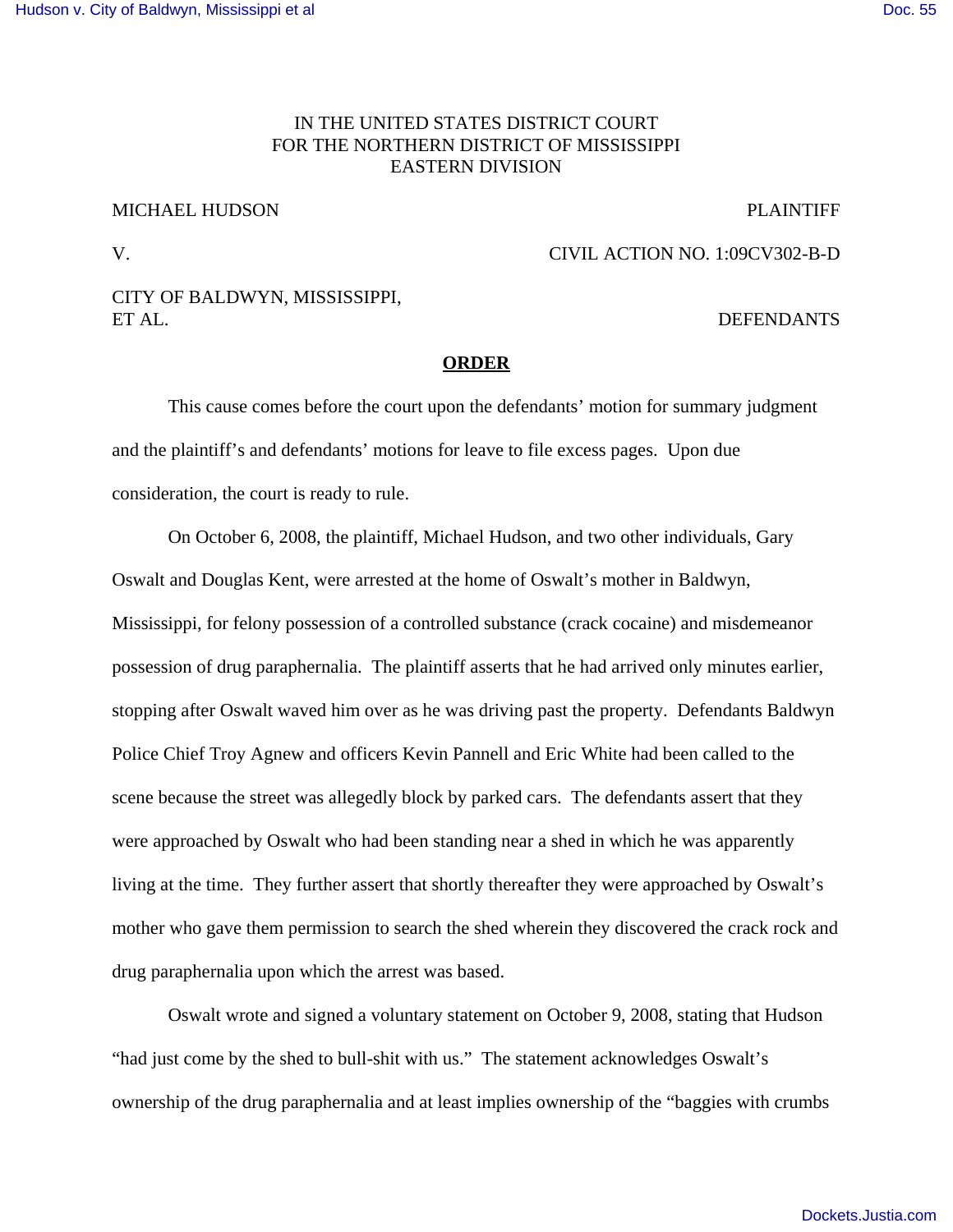IN THE UNITED STATES DISTRICT COURT
FOR THE NORTHERN DISTRICT OF MISSISSIPPI
EASTERN DIVISION

MICHAEL HUDSON PLAINTIFF

V. CIVIL ACTION NO. 1:09CV302-B-D

CITY OF BALDWYN, MISSISSIPPI,
ET AL. DEFENDANTS

## ORDER

This cause comes before the court upon the defendants' motion for summary judgment and the plaintiff's and defendants' motions for leave to file excess pages. Upon due consideration, the court is ready to rule.

On October 6, 2008, the plaintiff, Michael Hudson, and two other individuals, Gary Oswalt and Douglas Kent, were arrested at the home of Oswalt's mother in Baldwyn, Mississippi, for felony possession of a controlled substance (crack cocaine) and misdemeanor possession of drug paraphernalia. The plaintiff asserts that he had arrived only minutes earlier, stopping after Oswalt waved him over as he was driving past the property. Defendants Baldwyn Police Chief Troy Agnew and officers Kevin Pannell and Eric White had been called to the scene because the street was allegedly block by parked cars. The defendants assert that they were approached by Oswalt who had been standing near a shed in which he was apparently living at the time. They further assert that shortly thereafter they were approached by Oswalt's mother who gave them permission to search the shed wherein they discovered the crack rock and drug paraphernalia upon which the arrest was based.

Oswalt wrote and signed a voluntary statement on October 9, 2008, stating that Hudson "had just come by the shed to bull-shit with us." The statement acknowledges Oswalt's ownership of the drug paraphernalia and at least implies ownership of the "baggies with crumbs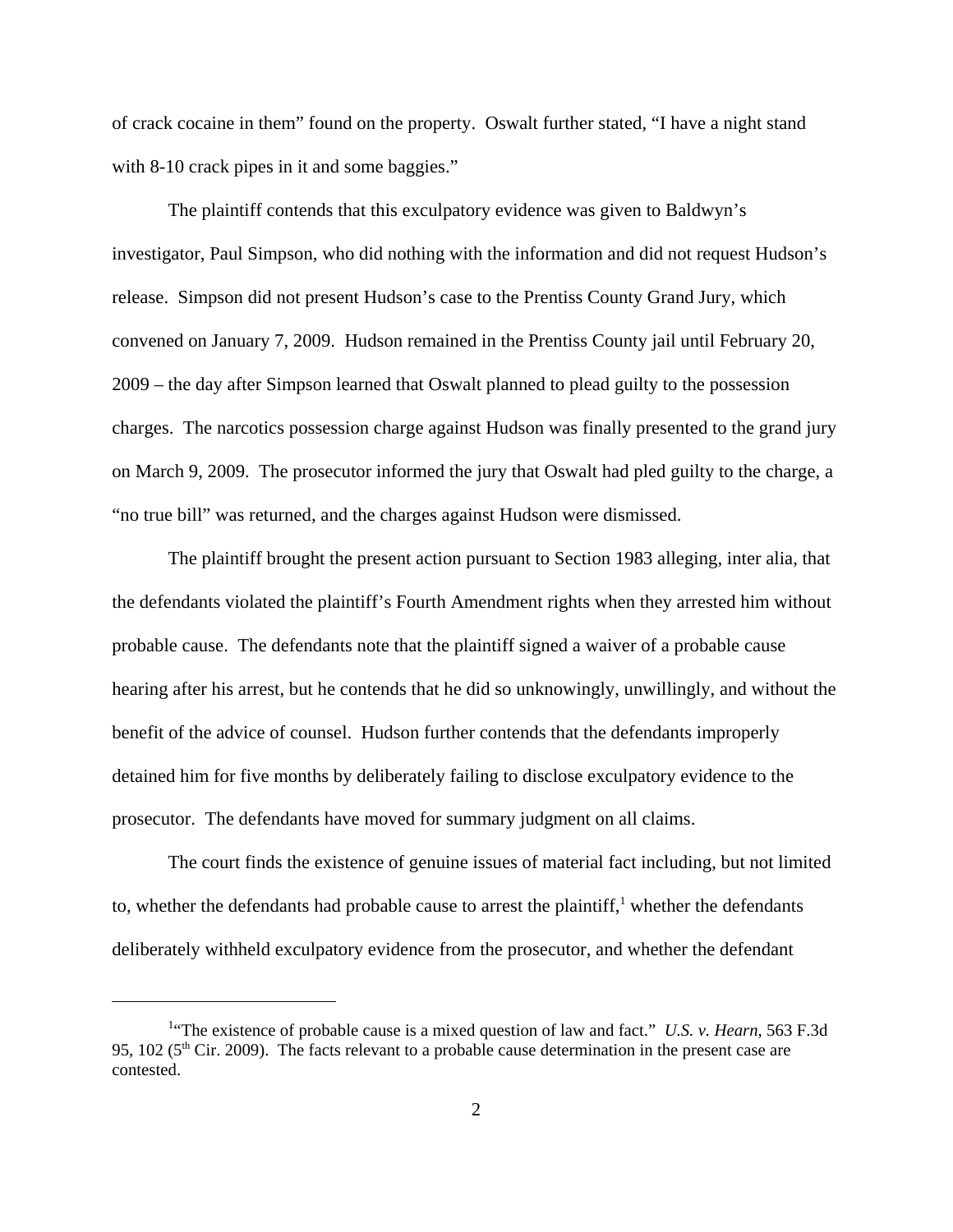of crack cocaine in them" found on the property. Oswalt further stated, "I have a night stand with 8-10 crack pipes in it and some baggies."

The plaintiff contends that this exculpatory evidence was given to Baldwyn's investigator, Paul Simpson, who did nothing with the information and did not request Hudson's release. Simpson did not present Hudson's case to the Prentiss County Grand Jury, which convened on January 7, 2009. Hudson remained in the Prentiss County jail until February 20, 2009 – the day after Simpson learned that Oswalt planned to plead guilty to the possession charges. The narcotics possession charge against Hudson was finally presented to the grand jury on March 9, 2009. The prosecutor informed the jury that Oswalt had pled guilty to the charge, a "no true bill" was returned, and the charges against Hudson were dismissed.

The plaintiff brought the present action pursuant to Section 1983 alleging, inter alia, that the defendants violated the plaintiff's Fourth Amendment rights when they arrested him without probable cause. The defendants note that the plaintiff signed a waiver of a probable cause hearing after his arrest, but he contends that he did so unknowingly, unwillingly, and without the benefit of the advice of counsel. Hudson further contends that the defendants improperly detained him for five months by deliberately failing to disclose exculpatory evidence to the prosecutor. The defendants have moved for summary judgment on all claims.

The court finds the existence of genuine issues of material fact including, but not limited to, whether the defendants had probable cause to arrest the plaintiff,[1] whether the defendants deliberately withheld exculpatory evidence from the prosecutor, and whether the defendant

---

[1] "The existence of probable cause is a mixed question of law and fact." *U.S. v. Hearn*, 563 F.3d 95, 102 (5th Cir. 2009). The facts relevant to a probable cause determination in the present case are contested.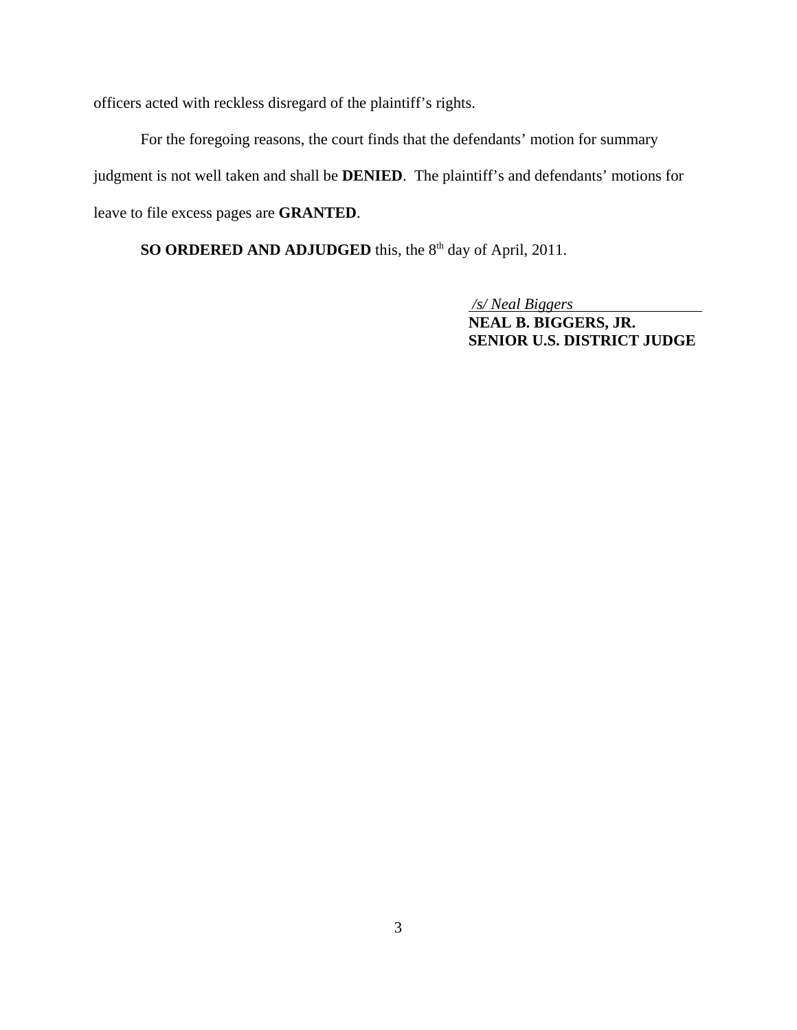officers acted with reckless disregard of the plaintiff's rights.

For the foregoing reasons, the court finds that the defendants' motion for summary judgment is not well taken and shall be **DENIED**. The plaintiff's and defendants' motions for leave to file excess pages are **GRANTED**.

**SO ORDERED AND ADJUDGED** this, the 8th day of April, 2011.

*/s/ Neal Biggers*
**NEAL B. BIGGERS, JR.**
**SENIOR U.S. DISTRICT JUDGE**